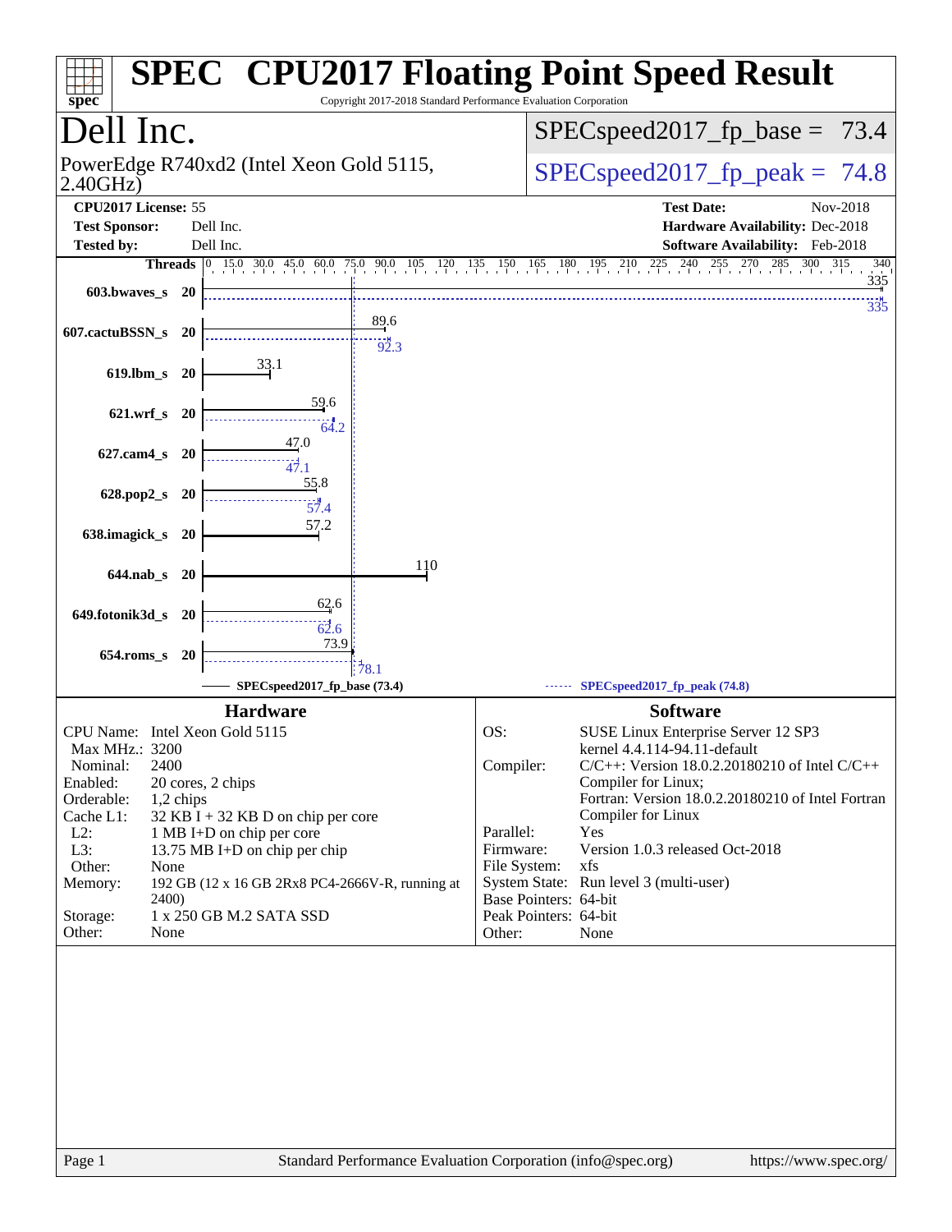# SPEC CPU2017 Floating Point Speed Result

Copyright 2017-2018 Standard Performance Evaluation Corporation

## Dell Inc.

PowerEdge R740xd2 (Intel Xeon Gold 5115, 2.40GHz)

SPECspeed2017_fp_base = 73.4

SPECspeed2017_fp_peak = 74.8

**CPU2017 License:** 55
**Test Sponsor:** Dell Inc.
**Tested by:** Dell Inc.

**Test Date:** Nov-2018
**Hardware Availability:** Dec-2018
**Software Availability:** Feb-2018

| Benchmark | Threads | Base | Peak |
|---|---|---|---|
| 603.bwaves_s | 20 | 335 | 335 |
| 607.cactuBSSN_s | 20 | 89.6 | 92.3 |
| 619.lbm_s | 20 | 33.1 | |
| 621.wrf_s | 20 | 59.6 | 64.2 |
| 627.cam4_s | 20 | 47.0 | 47.1 |
| 628.pop2_s | 20 | 55.8 | 57.4 |
| 638.imagick_s | 20 | 57.2 | |
| 644.nab_s | 20 | 110 | |
| 649.fotonik3d_s | 20 | 62.6 | 62.6 |
| 654.roms_s | 20 | 73.9 | 78.1 |

SPECspeed2017_fp_base (73.4) — SPECspeed2017_fp_peak (74.8)

### Hardware

| | |
|---|---|
| CPU Name: | Intel Xeon Gold 5115 |
| Max MHz.: | 3200 |
| Nominal: | 2400 |
| Enabled: | 20 cores, 2 chips |
| Orderable: | 1,2 chips |
| Cache L1: | 32 KB I + 32 KB D on chip per core |
| L2: | 1 MB I+D on chip per core |
| L3: | 13.75 MB I+D on chip per chip |
| Other: | None |
| Memory: | 192 GB (12 x 16 GB 2Rx8 PC4-2666V-R, running at 2400) |
| Storage: | 1 x 250 GB M.2 SATA SSD |
| Other: | None |

### Software

| | |
|---|---|
| OS: | SUSE Linux Enterprise Server 12 SP3 kernel 4.4.114-94.11-default |
| Compiler: | C/C++: Version 18.0.2.20180210 of Intel C/C++ Compiler for Linux; Fortran: Version 18.0.2.20180210 of Intel Fortran Compiler for Linux |
| Parallel: | Yes |
| Firmware: | Version 1.0.3 released Oct-2018 |
| File System: | xfs |
| System State: | Run level 3 (multi-user) |
| Base Pointers: | 64-bit |
| Peak Pointers: | 64-bit |
| Other: | None |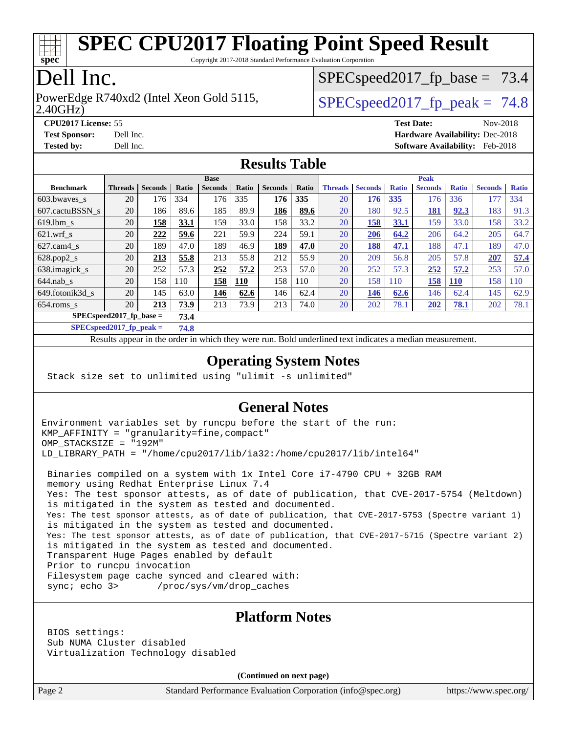# SPEC CPU2017 Floating Point Speed Result

Copyright 2017-2018 Standard Performance Evaluation Corporation

# Dell Inc.

PowerEdge R740xd2 (Intel Xeon Gold 5115, 2.40GHz)

SPECspeed2017_fp_base = 73.4

SPECspeed2017_fp_peak = 74.8

**CPU2017 License:** 55
**Test Sponsor:** Dell Inc.
**Tested by:** Dell Inc.

**Test Date:** Nov-2018
**Hardware Availability:** Dec-2018
**Software Availability:** Feb-2018

## Results Table

| Benchmark | Base | | | | | | | Peak | | | | | | |
|---|---|---|---|---|---|---|---|---|---|---|---|---|---|---|
| | Threads | Seconds | Ratio | Seconds | Ratio | Seconds | Ratio | Threads | Seconds | Ratio | Seconds | Ratio | Seconds | Ratio |
| 603.bwaves_s | 20 | 176 | 334 | 176 | 335 | **176** | **335** | 20 | **176** | **335** | 176 | 336 | 177 | 334 |
| 607.cactuBSSN_s | 20 | 186 | 89.6 | 185 | 89.9 | **186** | **89.6** | 20 | 180 | 92.5 | **181** | **92.3** | 183 | 91.3 |
| 619.lbm_s | 20 | **158** | **33.1** | 159 | 33.0 | 158 | 33.2 | 20 | **158** | **33.1** | 159 | 33.0 | 158 | 33.2 |
| 621.wrf_s | 20 | **222** | **59.6** | 221 | 59.9 | 224 | 59.1 | 20 | **206** | **64.2** | 206 | 64.2 | 205 | 64.7 |
| 627.cam4_s | 20 | 189 | 47.0 | 189 | 46.9 | **189** | **47.0** | 20 | **188** | **47.1** | 188 | 47.1 | 189 | 47.0 |
| 628.pop2_s | 20 | **213** | **55.8** | 213 | 55.8 | 212 | 55.9 | 20 | 209 | 56.8 | 205 | 57.8 | **207** | **57.4** |
| 638.imagick_s | 20 | 252 | 57.3 | **252** | **57.2** | 253 | 57.0 | 20 | 252 | 57.3 | **252** | **57.2** | 253 | 57.0 |
| 644.nab_s | 20 | 158 | 110 | **158** | **110** | 158 | 110 | 20 | 158 | 110 | **158** | **110** | 158 | 110 |
| 649.fotonik3d_s | 20 | 145 | 63.0 | **146** | **62.6** | 146 | 62.4 | 20 | **146** | **62.6** | 146 | 62.4 | 145 | 62.9 |
| 654.roms_s | 20 | **213** | **73.9** | 213 | 73.9 | 213 | 74.0 | 20 | 202 | 78.1 | **202** | **78.1** | 202 | 78.1 |
| **SPECspeed2017_fp_base =** | **73.4** | | | | | | | | | | | | | |
| **SPECspeed2017_fp_peak =** | **74.8** | | | | | | | | | | | | | |

Results appear in the order in which they were run. Bold underlined text indicates a median measurement.

## Operating System Notes

```
Stack size set to unlimited using "ulimit -s unlimited"
```

## General Notes

```
Environment variables set by runcpu before the start of the run:
KMP_AFFINITY = "granularity=fine,compact"
OMP_STACKSIZE = "192M"
LD_LIBRARY_PATH = "/home/cpu2017/lib/ia32:/home/cpu2017/lib/intel64"

 Binaries compiled on a system with 1x Intel Core i7-4790 CPU + 32GB RAM
 memory using Redhat Enterprise Linux 7.4
 Yes: The test sponsor attests, as of date of publication, that CVE-2017-5754 (Meltdown)
 is mitigated in the system as tested and documented.
 Yes: The test sponsor attests, as of date of publication, that CVE-2017-5753 (Spectre variant 1)
 is mitigated in the system as tested and documented.
 Yes: The test sponsor attests, as of date of publication, that CVE-2017-5715 (Spectre variant 2)
 is mitigated in the system as tested and documented.
 Transparent Huge Pages enabled by default
 Prior to runcpu invocation
 Filesystem page cache synced and cleared with:
 sync; echo 3>       /proc/sys/vm/drop_caches
```

## Platform Notes

```
BIOS settings:
Sub NUMA Cluster disabled
Virtualization Technology disabled
```

**(Continued on next page)**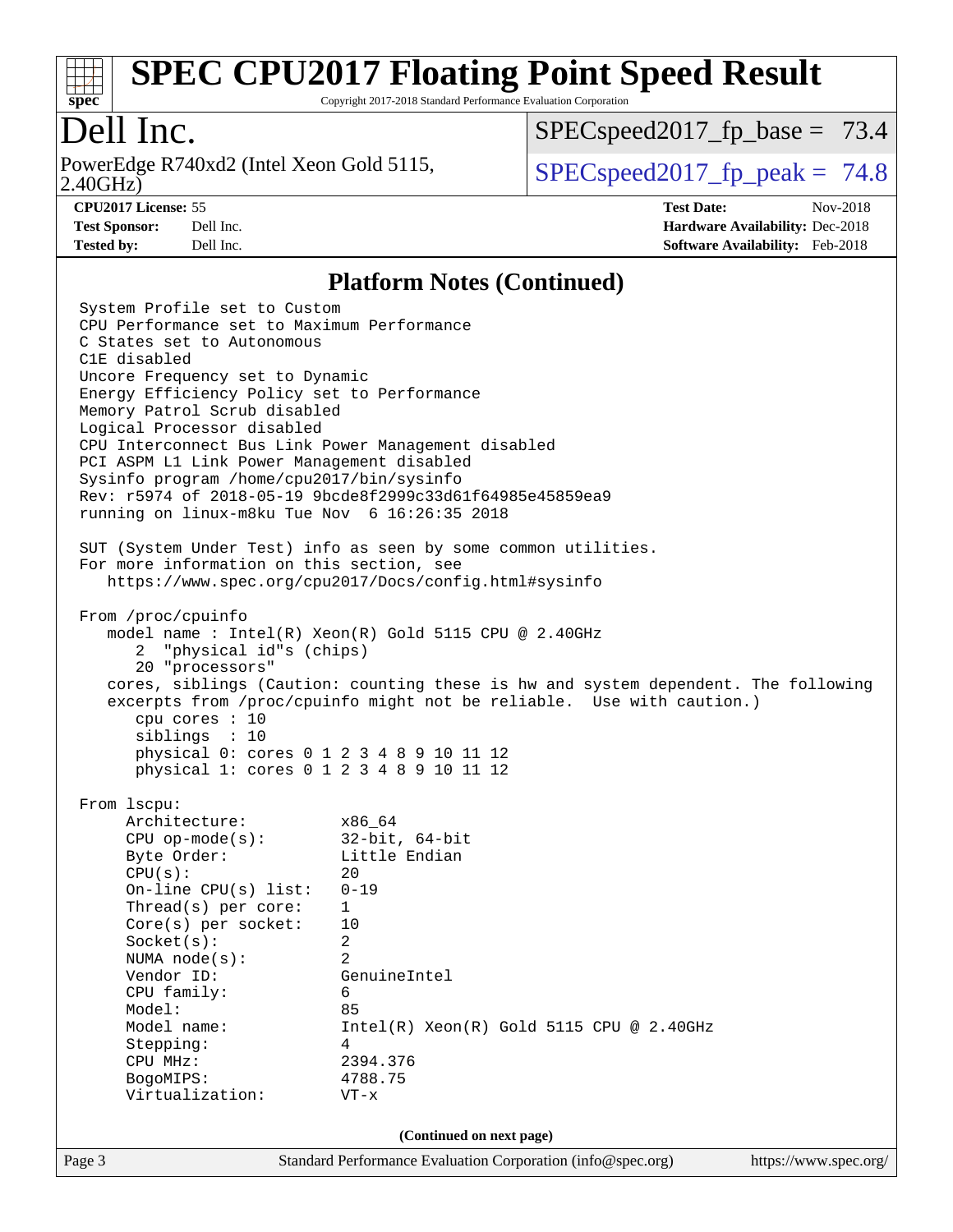## Platform Notes (Continued)

```
System Profile set to Custom
CPU Performance set to Maximum Performance
C States set to Autonomous
C1E disabled
Uncore Frequency set to Dynamic
Energy Efficiency Policy set to Performance
Memory Patrol Scrub disabled
Logical Processor disabled
CPU Interconnect Bus Link Power Management disabled
PCI ASPM L1 Link Power Management disabled
Sysinfo program /home/cpu2017/bin/sysinfo
Rev: r5974 of 2018-05-19 9bcde8f2999c33d61f64985e45859ea9
running on linux-m8ku Tue Nov  6 16:26:35 2018

SUT (System Under Test) info as seen by some common utilities.
For more information on this section, see
   https://www.spec.org/cpu2017/Docs/config.html#sysinfo

From /proc/cpuinfo
   model name : Intel(R) Xeon(R) Gold 5115 CPU @ 2.40GHz
      2  "physical id"s (chips)
      20 "processors"
   cores, siblings (Caution: counting these is hw and system dependent. The following
   excerpts from /proc/cpuinfo might not be reliable.  Use with caution.)
      cpu cores : 10
      siblings  : 10
      physical 0: cores 0 1 2 3 4 8 9 10 11 12
      physical 1: cores 0 1 2 3 4 8 9 10 11 12

From lscpu:
     Architecture:          x86_64
     CPU op-mode(s):        32-bit, 64-bit
     Byte Order:            Little Endian
     CPU(s):                20
     On-line CPU(s) list:   0-19
     Thread(s) per core:    1
     Core(s) per socket:    10
     Socket(s):             2
     NUMA node(s):          2
     Vendor ID:             GenuineIntel
     CPU family:            6
     Model:                 85
     Model name:            Intel(R) Xeon(R) Gold 5115 CPU @ 2.40GHz
     Stepping:              4
     CPU MHz:               2394.376
     BogoMIPS:              4788.75
     Virtualization:        VT-x
```

(Continued on next page)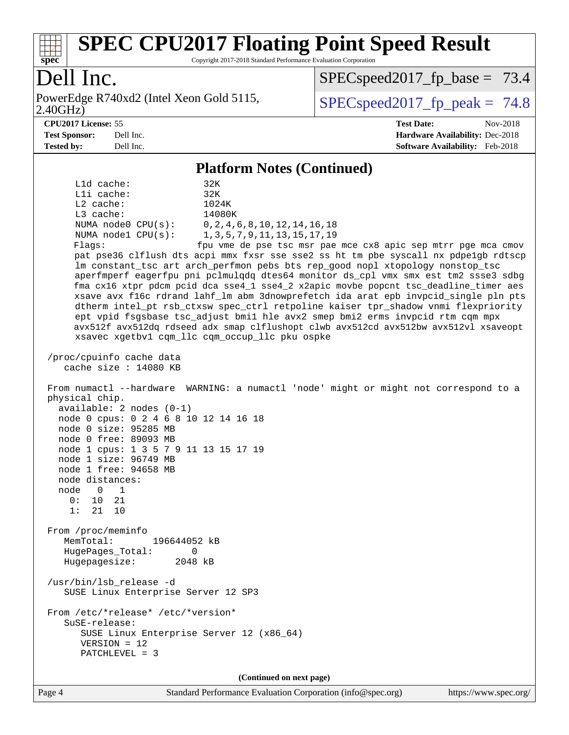# SPEC CPU2017 Floating Point Speed Result

Copyright 2017-2018 Standard Performance Evaluation Corporation

## Dell Inc.

PowerEdge R740xd2 (Intel Xeon Gold 5115, 2.40GHz)

SPECspeed2017_fp_base = 73.4

SPECspeed2017_fp_peak = 74.8

**CPU2017 License:** 55
**Test Sponsor:** Dell Inc.
**Tested by:** Dell Inc.

**Test Date:** Nov-2018
**Hardware Availability:** Dec-2018
**Software Availability:** Feb-2018

### Platform Notes (Continued)

```
     L1d cache:             32K
     L1i cache:             32K
     L2 cache:              1024K
     L3 cache:              14080K
     NUMA node0 CPU(s):     0,2,4,6,8,10,12,14,16,18
     NUMA node1 CPU(s):     1,3,5,7,9,11,13,15,17,19
     Flags:                 fpu vme de pse tsc msr pae mce cx8 apic sep mtrr pge mca cmov
     pat pse36 clflush dts acpi mmx fxsr sse sse2 ss ht tm pbe syscall nx pdpe1gb rdtscp
     lm constant_tsc art arch_perfmon pebs bts rep_good nopl xtopology nonstop_tsc
     aperfmperf eagerfpu pni pclmulqdq dtes64 monitor ds_cpl vmx smx est tm2 ssse3 sdbg
     fma cx16 xtpr pdcm pcid dca sse4_1 sse4_2 x2apic movbe popcnt tsc_deadline_timer aes
     xsave avx f16c rdrand lahf_lm abm 3dnowprefetch ida arat epb invpcid_single pln pts
     dtherm intel_pt rsb_ctxsw spec_ctrl retpoline kaiser tpr_shadow vnmi flexpriority
     ept vpid fsgsbase tsc_adjust bmi1 hle avx2 smep bmi2 erms invpcid rtm cqm mpx
     avx512f avx512dq rdseed adx smap clflushopt clwb avx512cd avx512bw avx512vl xsaveopt
     xsavec xgetbv1 cqm_llc cqm_occup_llc pku ospke

 /proc/cpuinfo cache data
    cache size : 14080 KB

 From numactl --hardware  WARNING: a numactl 'node' might or might not correspond to a
 physical chip.
   available: 2 nodes (0-1)
   node 0 cpus: 0 2 4 6 8 10 12 14 16 18
   node 0 size: 95285 MB
   node 0 free: 89093 MB
   node 1 cpus: 1 3 5 7 9 11 13 15 17 19
   node 1 size: 96749 MB
   node 1 free: 94658 MB
   node distances:
   node   0   1
     0:  10  21
     1:  21  10

 From /proc/meminfo
    MemTotal:       196644052 kB
    HugePages_Total:       0
    Hugepagesize:       2048 kB

 /usr/bin/lsb_release -d
    SUSE Linux Enterprise Server 12 SP3

 From /etc/*release* /etc/*version*
    SuSE-release:
       SUSE Linux Enterprise Server 12 (x86_64)
       VERSION = 12
       PATCHLEVEL = 3
```

**(Continued on next page)**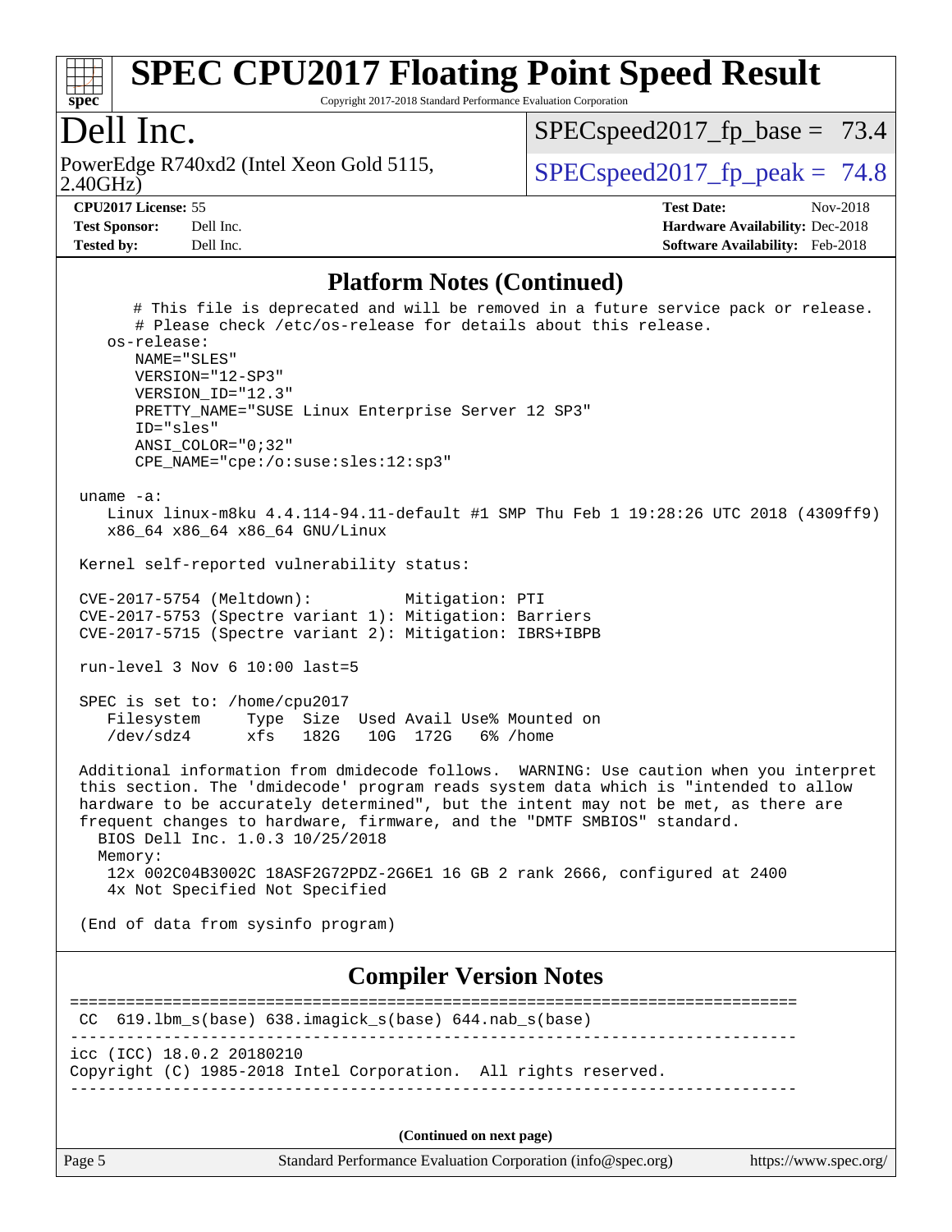## Platform Notes (Continued)

```
      # This file is deprecated and will be removed in a future service pack or release.
      # Please check /etc/os-release for details about this release.
    os-release:
       NAME="SLES"
       VERSION="12-SP3"
       VERSION_ID="12.3"
       PRETTY_NAME="SUSE Linux Enterprise Server 12 SP3"
       ID="sles"
       ANSI_COLOR="0;32"
       CPE_NAME="cpe:/o:suse:sles:12:sp3"

 uname -a:
    Linux linux-m8ku 4.4.114-94.11-default #1 SMP Thu Feb 1 19:28:26 UTC 2018 (4309ff9)
    x86_64 x86_64 x86_64 GNU/Linux

 Kernel self-reported vulnerability status:

 CVE-2017-5754 (Meltdown):          Mitigation: PTI
 CVE-2017-5753 (Spectre variant 1): Mitigation: Barriers
 CVE-2017-5715 (Spectre variant 2): Mitigation: IBRS+IBPB

 run-level 3 Nov 6 10:00 last=5

 SPEC is set to: /home/cpu2017
    Filesystem     Type  Size  Used Avail Use% Mounted on
    /dev/sdz4      xfs   182G   10G  172G   6% /home

 Additional information from dmidecode follows.  WARNING: Use caution when you interpret
 this section. The 'dmidecode' program reads system data which is "intended to allow
 hardware to be accurately determined", but the intent may not be met, as there are
 frequent changes to hardware, firmware, and the "DMTF SMBIOS" standard.
   BIOS Dell Inc. 1.0.3 10/25/2018
   Memory:
    12x 002C04B3002C 18ASF2G72PDZ-2G6E1 16 GB 2 rank 2666, configured at 2400
    4x Not Specified Not Specified

 (End of data from sysinfo program)
```

## Compiler Version Notes

```
==============================================================================
 CC  619.lbm_s(base) 638.imagick_s(base) 644.nab_s(base)
------------------------------------------------------------------------------
icc (ICC) 18.0.2 20180210
Copyright (C) 1985-2018 Intel Corporation.  All rights reserved.
------------------------------------------------------------------------------
```

(Continued on next page)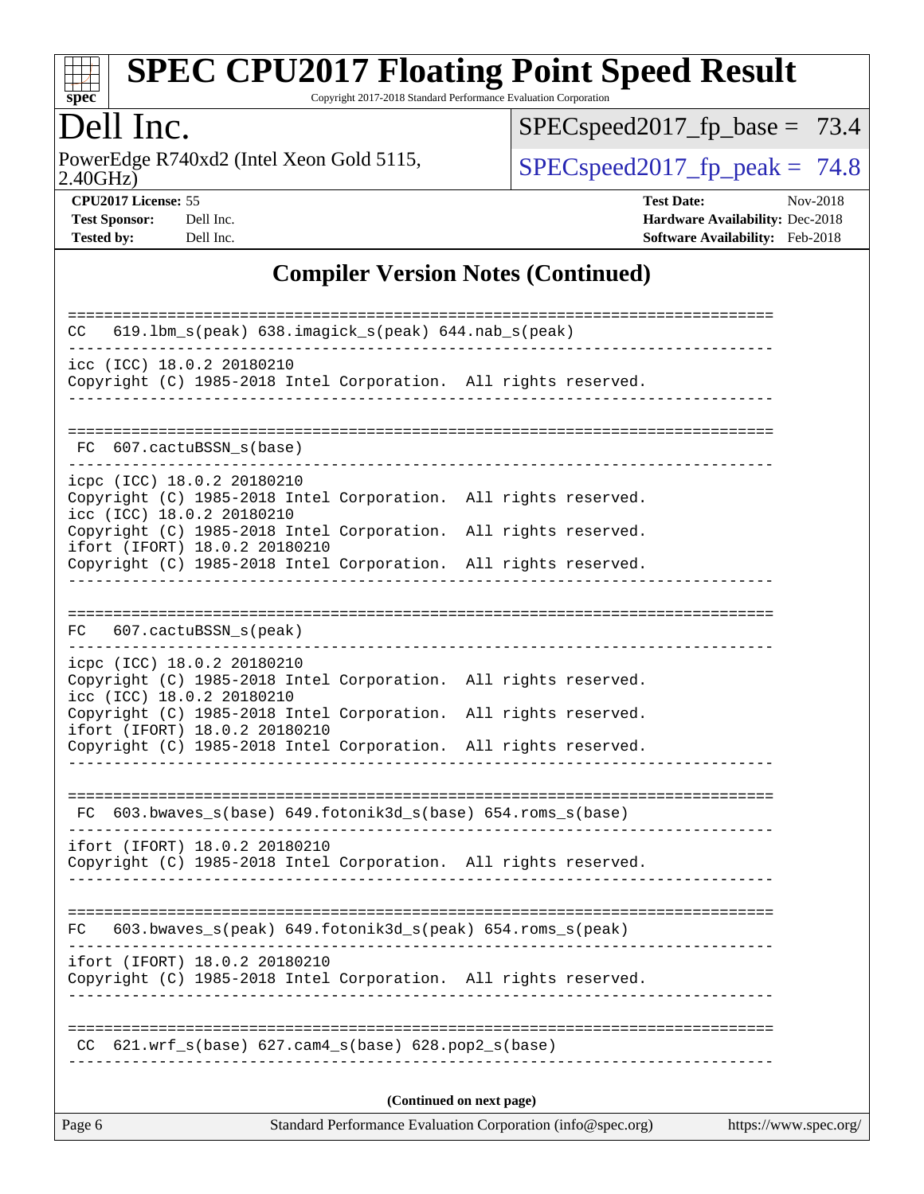# SPEC CPU2017 Floating Point Speed Result

Copyright 2017-2018 Standard Performance Evaluation Corporation

## Dell Inc.

PowerEdge R740xd2 (Intel Xeon Gold 5115, 2.40GHz)

SPECspeed2017_fp_base = 73.4

SPECspeed2017_fp_peak = 74.8

**CPU2017 License:** 55
**Test Sponsor:** Dell Inc.
**Tested by:** Dell Inc.

**Test Date:** Nov-2018
**Hardware Availability:** Dec-2018
**Software Availability:** Feb-2018

## Compiler Version Notes (Continued)

```
==============================================================================
CC   619.lbm_s(peak) 638.imagick_s(peak) 644.nab_s(peak)
------------------------------------------------------------------------------
icc (ICC) 18.0.2 20180210
Copyright (C) 1985-2018 Intel Corporation.  All rights reserved.
------------------------------------------------------------------------------

==============================================================================
 FC  607.cactuBSSN_s(base)
------------------------------------------------------------------------------
icpc (ICC) 18.0.2 20180210
Copyright (C) 1985-2018 Intel Corporation.  All rights reserved.
icc (ICC) 18.0.2 20180210
Copyright (C) 1985-2018 Intel Corporation.  All rights reserved.
ifort (IFORT) 18.0.2 20180210
Copyright (C) 1985-2018 Intel Corporation.  All rights reserved.
------------------------------------------------------------------------------

==============================================================================
FC   607.cactuBSSN_s(peak)
------------------------------------------------------------------------------
icpc (ICC) 18.0.2 20180210
Copyright (C) 1985-2018 Intel Corporation.  All rights reserved.
icc (ICC) 18.0.2 20180210
Copyright (C) 1985-2018 Intel Corporation.  All rights reserved.
ifort (IFORT) 18.0.2 20180210
Copyright (C) 1985-2018 Intel Corporation.  All rights reserved.
------------------------------------------------------------------------------

==============================================================================
 FC  603.bwaves_s(base) 649.fotonik3d_s(base) 654.roms_s(base)
------------------------------------------------------------------------------
ifort (IFORT) 18.0.2 20180210
Copyright (C) 1985-2018 Intel Corporation.  All rights reserved.
------------------------------------------------------------------------------

==============================================================================
FC   603.bwaves_s(peak) 649.fotonik3d_s(peak) 654.roms_s(peak)
------------------------------------------------------------------------------
ifort (IFORT) 18.0.2 20180210
Copyright (C) 1985-2018 Intel Corporation.  All rights reserved.
------------------------------------------------------------------------------

==============================================================================
 CC  621.wrf_s(base) 627.cam4_s(base) 628.pop2_s(base)
------------------------------------------------------------------------------
```

**(Continued on next page)**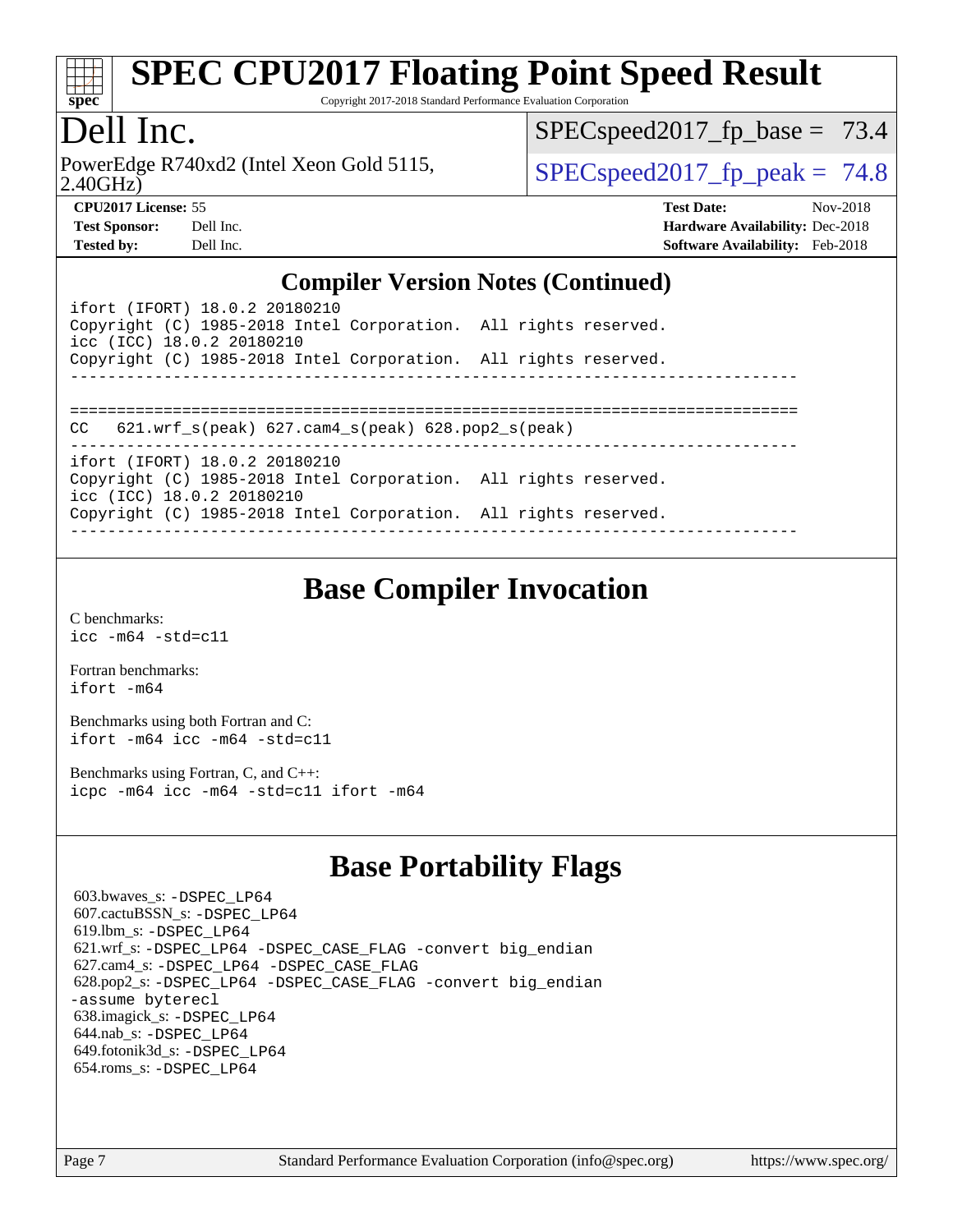## Compiler Version Notes (Continued)

```
ifort (IFORT) 18.0.2 20180210
Copyright (C) 1985-2018 Intel Corporation.  All rights reserved.
icc (ICC) 18.0.2 20180210
Copyright (C) 1985-2018 Intel Corporation.  All rights reserved.
------------------------------------------------------------------------------

==============================================================================
CC   621.wrf_s(peak) 627.cam4_s(peak) 628.pop2_s(peak)
------------------------------------------------------------------------------
ifort (IFORT) 18.0.2 20180210
Copyright (C) 1985-2018 Intel Corporation.  All rights reserved.
icc (ICC) 18.0.2 20180210
Copyright (C) 1985-2018 Intel Corporation.  All rights reserved.
------------------------------------------------------------------------------
```

## Base Compiler Invocation

C benchmarks:
`icc -m64 -std=c11`

Fortran benchmarks:
`ifort -m64`

Benchmarks using both Fortran and C:
`ifort -m64 icc -m64 -std=c11`

Benchmarks using Fortran, C, and C++:
`icpc -m64 icc -m64 -std=c11 ifort -m64`

## Base Portability Flags

603.bwaves_s: `-DSPEC_LP64`
607.cactuBSSN_s: `-DSPEC_LP64`
619.lbm_s: `-DSPEC_LP64`
621.wrf_s: `-DSPEC_LP64 -DSPEC_CASE_FLAG -convert big_endian`
627.cam4_s: `-DSPEC_LP64 -DSPEC_CASE_FLAG`
628.pop2_s: `-DSPEC_LP64 -DSPEC_CASE_FLAG -convert big_endian -assume byterecl`
638.imagick_s: `-DSPEC_LP64`
644.nab_s: `-DSPEC_LP64`
649.fotonik3d_s: `-DSPEC_LP64`
654.roms_s: `-DSPEC_LP64`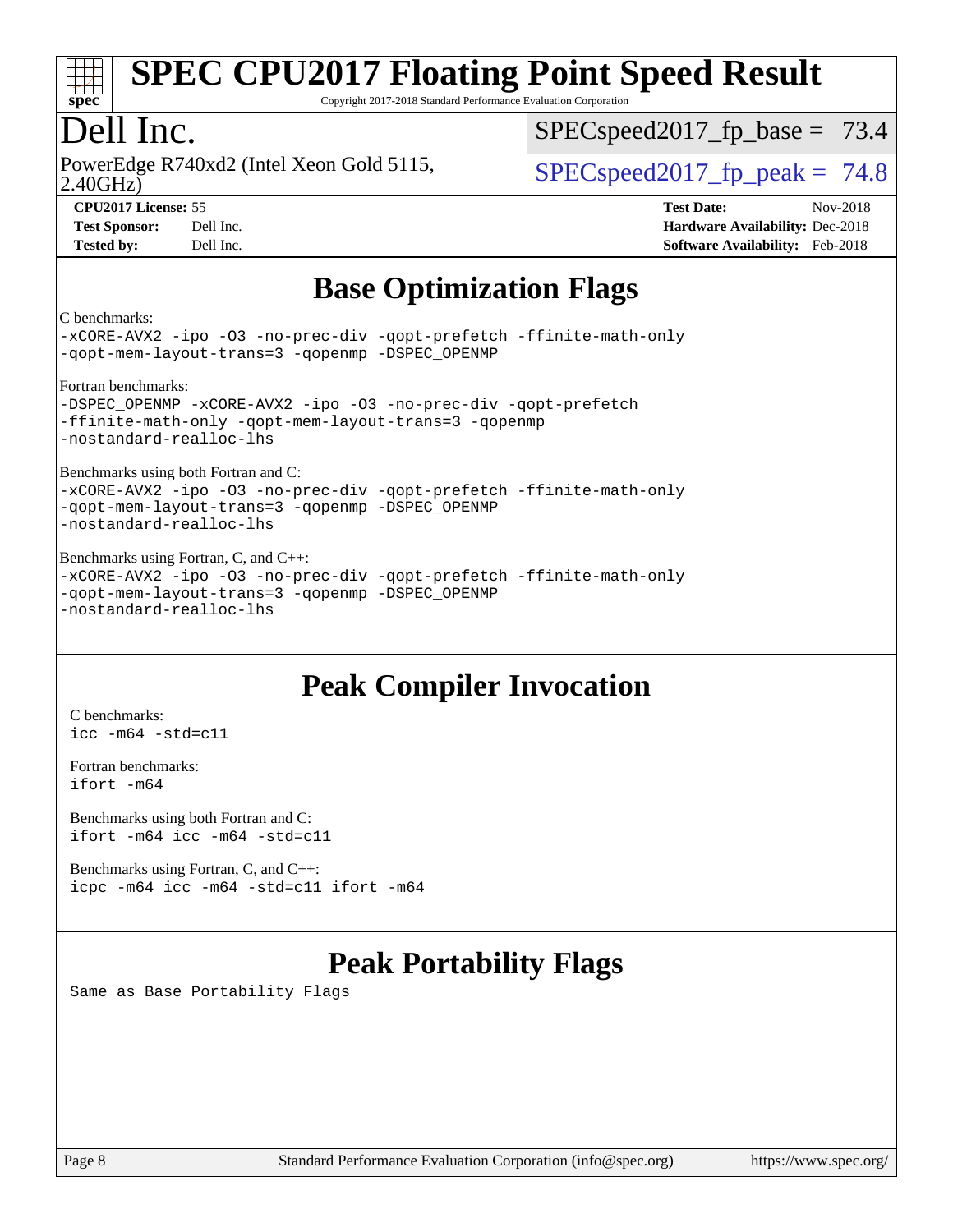# SPEC CPU2017 Floating Point Speed Result

Copyright 2017-2018 Standard Performance Evaluation Corporation

# Dell Inc.

PowerEdge R740xd2 (Intel Xeon Gold 5115, 2.40GHz)

SPECspeed2017_fp_base = 73.4

SPECspeed2017_fp_peak = 74.8

**CPU2017 License:** 55
**Test Sponsor:** Dell Inc.
**Tested by:** Dell Inc.

**Test Date:** Nov-2018
**Hardware Availability:** Dec-2018
**Software Availability:** Feb-2018

## Base Optimization Flags

C benchmarks:
```
-xCORE-AVX2 -ipo -O3 -no-prec-div -qopt-prefetch -ffinite-math-only
-qopt-mem-layout-trans=3 -qopenmp -DSPEC_OPENMP
```

Fortran benchmarks:
```
-DSPEC_OPENMP -xCORE-AVX2 -ipo -O3 -no-prec-div -qopt-prefetch
-ffinite-math-only -qopt-mem-layout-trans=3 -qopenmp
-nostandard-realloc-lhs
```

Benchmarks using both Fortran and C:
```
-xCORE-AVX2 -ipo -O3 -no-prec-div -qopt-prefetch -ffinite-math-only
-qopt-mem-layout-trans=3 -qopenmp -DSPEC_OPENMP
-nostandard-realloc-lhs
```

Benchmarks using Fortran, C, and C++:
```
-xCORE-AVX2 -ipo -O3 -no-prec-div -qopt-prefetch -ffinite-math-only
-qopt-mem-layout-trans=3 -qopenmp -DSPEC_OPENMP
-nostandard-realloc-lhs
```

## Peak Compiler Invocation

C benchmarks:
```
icc -m64 -std=c11
```

Fortran benchmarks:
```
ifort -m64
```

Benchmarks using both Fortran and C:
```
ifort -m64 icc -m64 -std=c11
```

Benchmarks using Fortran, C, and C++:
```
icpc -m64 icc -m64 -std=c11 ifort -m64
```

## Peak Portability Flags

Same as Base Portability Flags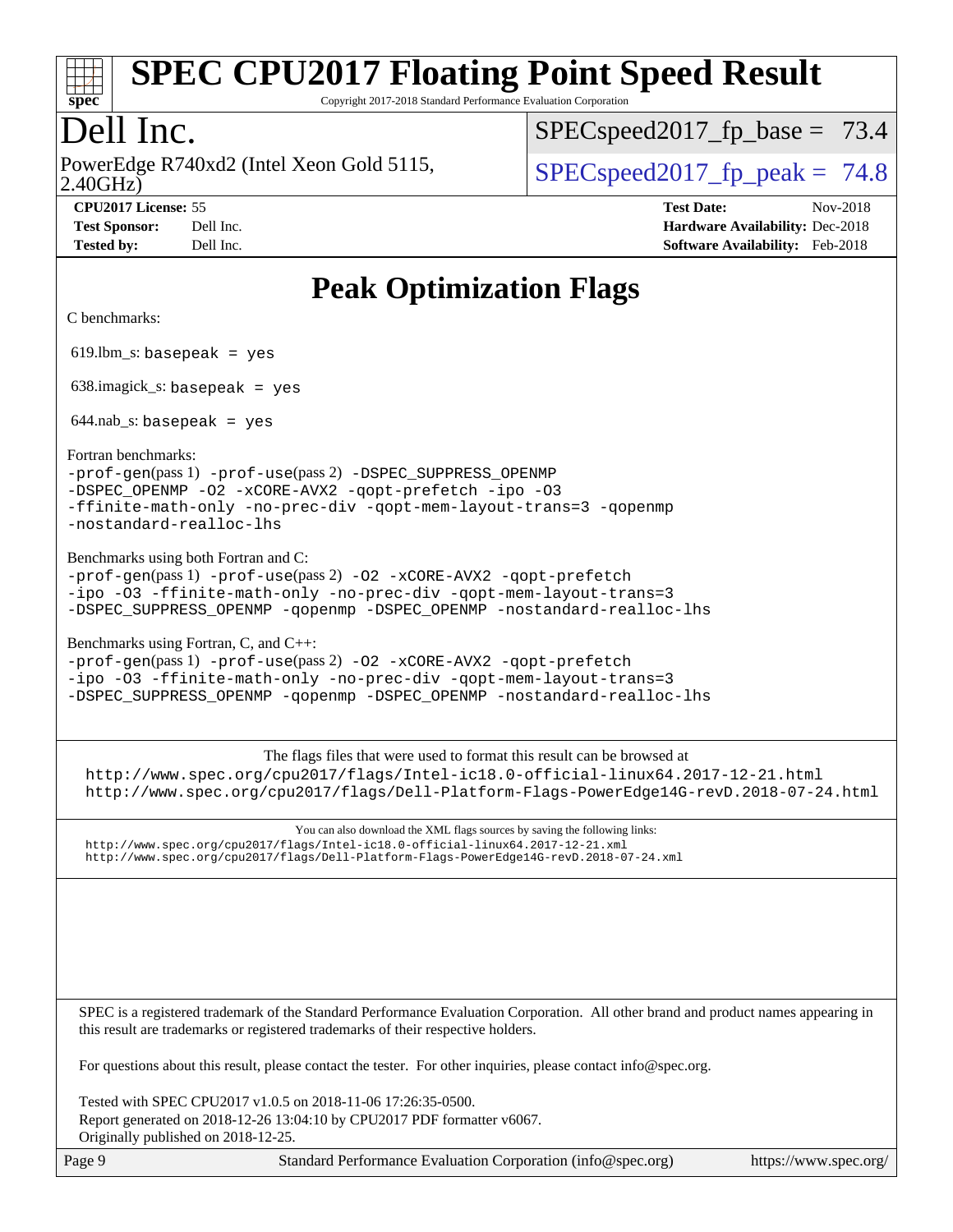# SPEC CPU2017 Floating Point Speed Result

Copyright 2017-2018 Standard Performance Evaluation Corporation

## Dell Inc.

PowerEdge R740xd2 (Intel Xeon Gold 5115, 2.40GHz)

SPECspeed2017_fp_base = 73.4

SPECspeed2017_fp_peak = 74.8

**CPU2017 License:** 55
**Test Sponsor:** Dell Inc.
**Tested by:** Dell Inc.

**Test Date:** Nov-2018
**Hardware Availability:** Dec-2018
**Software Availability:** Feb-2018

## Peak Optimization Flags

C benchmarks:

619.lbm_s: `basepeak = yes`

638.imagick_s: `basepeak = yes`

644.nab_s: `basepeak = yes`

Fortran benchmarks:

`-prof-gen`(pass 1) `-prof-use`(pass 2) `-DSPEC_SUPPRESS_OPENMP -DSPEC_OPENMP -O2 -xCORE-AVX2 -qopt-prefetch -ipo -O3 -ffinite-math-only -no-prec-div -qopt-mem-layout-trans=3 -qopenmp -nostandard-realloc-lhs`

Benchmarks using both Fortran and C:

`-prof-gen`(pass 1) `-prof-use`(pass 2) `-O2 -xCORE-AVX2 -qopt-prefetch -ipo -O3 -ffinite-math-only -no-prec-div -qopt-mem-layout-trans=3 -DSPEC_SUPPRESS_OPENMP -qopenmp -DSPEC_OPENMP -nostandard-realloc-lhs`

Benchmarks using Fortran, C, and C++:

`-prof-gen`(pass 1) `-prof-use`(pass 2) `-O2 -xCORE-AVX2 -qopt-prefetch -ipo -O3 -ffinite-math-only -no-prec-div -qopt-mem-layout-trans=3 -DSPEC_SUPPRESS_OPENMP -qopenmp -DSPEC_OPENMP -nostandard-realloc-lhs`

The flags files that were used to format this result can be browsed at
http://www.spec.org/cpu2017/flags/Intel-ic18.0-official-linux64.2017-12-21.html
http://www.spec.org/cpu2017/flags/Dell-Platform-Flags-PowerEdge14G-revD.2018-07-24.html

You can also download the XML flags sources by saving the following links:
http://www.spec.org/cpu2017/flags/Intel-ic18.0-official-linux64.2017-12-21.xml
http://www.spec.org/cpu2017/flags/Dell-Platform-Flags-PowerEdge14G-revD.2018-07-24.xml

SPEC is a registered trademark of the Standard Performance Evaluation Corporation. All other brand and product names appearing in this result are trademarks or registered trademarks of their respective holders.

For questions about this result, please contact the tester. For other inquiries, please contact info@spec.org.

Tested with SPEC CPU2017 v1.0.5 on 2018-11-06 17:26:35-0500.
Report generated on 2018-12-26 13:04:10 by CPU2017 PDF formatter v6067.
Originally published on 2018-12-25.